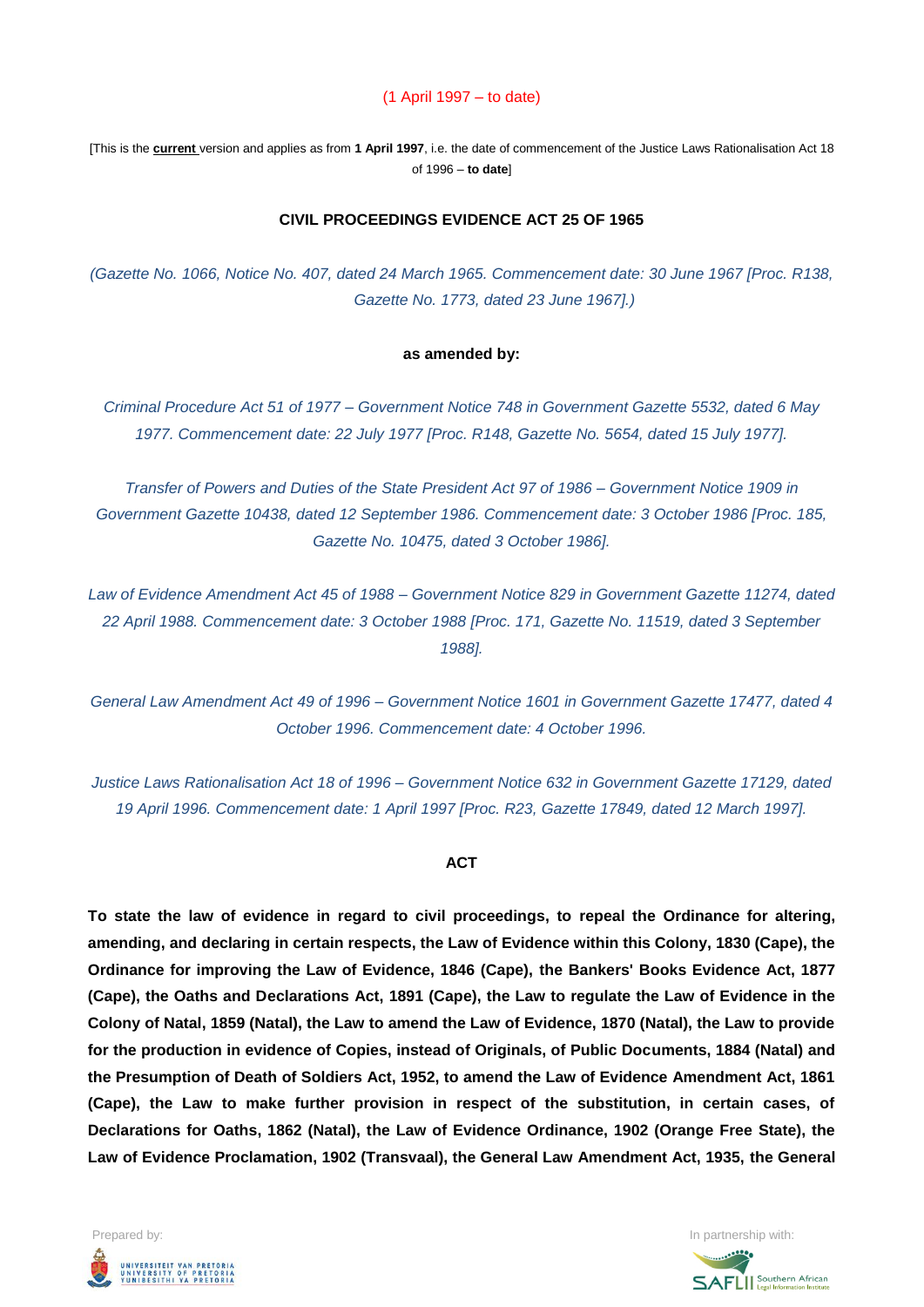(1 April 1997 – to date)

[This is the **current** version and applies as from **1 April 1997**, i.e. the date of commencement of the Justice Laws Rationalisation Act 18 of 1996 – **to date**]

# CIVIL PROCEEDINGS EVIDENCE ACT 25 OF 1965

*(Gazette No. 1066, Notice No. 407, dated 24 March 1965. Commencement date: 30 June 1967 [Proc. R138, Gazette No. 1773, dated 23 June 1967].)*

**as amended by:**

*Criminal Procedure Act 51 of 1977 – Government Notice 748 in Government Gazette 5532, dated 6 May 1977. Commencement date: 22 July 1977 [Proc. R148, Gazette No. 5654, dated 15 July 1977].*

*Transfer of Powers and Duties of the State President Act 97 of 1986 – Government Notice 1909 in Government Gazette 10438, dated 12 September 1986. Commencement date: 3 October 1986 [Proc. 185, Gazette No. 10475, dated 3 October 1986].*

*Law of Evidence Amendment Act 45 of 1988 – Government Notice 829 in Government Gazette 11274, dated 22 April 1988. Commencement date: 3 October 1988 [Proc. 171, Gazette No. 11519, dated 3 September 1988].*

*General Law Amendment Act 49 of 1996 – Government Notice 1601 in Government Gazette 17477, dated 4 October 1996. Commencement date: 4 October 1996.*

*Justice Laws Rationalisation Act 18 of 1996 – Government Notice 632 in Government Gazette 17129, dated 19 April 1996. Commencement date: 1 April 1997 [Proc. R23, Gazette 17849, dated 12 March 1997].*

## ACT

**To state the law of evidence in regard to civil proceedings, to repeal the Ordinance for altering, amending, and declaring in certain respects, the Law of Evidence within this Colony, 1830 (Cape), the Ordinance for improving the Law of Evidence, 1846 (Cape), the Bankers' Books Evidence Act, 1877 (Cape), the Oaths and Declarations Act, 1891 (Cape), the Law to regulate the Law of Evidence in the Colony of Natal, 1859 (Natal), the Law to amend the Law of Evidence, 1870 (Natal), the Law to provide for the production in evidence of Copies, instead of Originals, of Public Documents, 1884 (Natal) and the Presumption of Death of Soldiers Act, 1952, to amend the Law of Evidence Amendment Act, 1861 (Cape), the Law to make further provision in respect of the substitution, in certain cases, of Declarations for Oaths, 1862 (Natal), the Law of Evidence Ordinance, 1902 (Orange Free State), the Law of Evidence Proclamation, 1902 (Transvaal), the General Law Amendment Act, 1935, the General**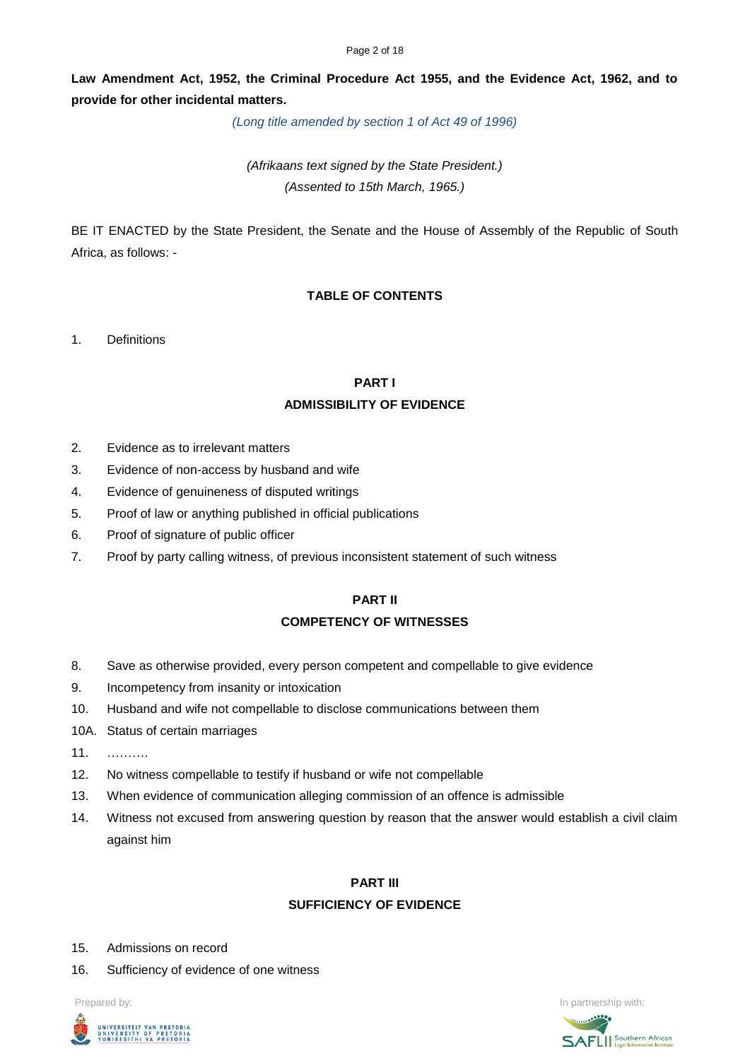**Law Amendment Act, 1952, the Criminal Procedure Act 1955, and the Evidence Act, 1962, and to provide for other incidental matters.**

*(Long title amended by section 1 of Act 49 of 1996)*

*(Afrikaans text signed by the State President.)*
*(Assented to 15th March, 1965.)*

BE IT ENACTED by the State President, the Senate and the House of Assembly of the Republic of South Africa, as follows: -

**TABLE OF CONTENTS**

1. Definitions

**PART I**
**ADMISSIBILITY OF EVIDENCE**

2. Evidence as to irrelevant matters
3. Evidence of non-access by husband and wife
4. Evidence of genuineness of disputed writings
5. Proof of law or anything published in official publications
6. Proof of signature of public officer
7. Proof by party calling witness, of previous inconsistent statement of such witness

**PART II**
**COMPETENCY OF WITNESSES**

8. Save as otherwise provided, every person competent and compellable to give evidence
9. Incompetency from insanity or intoxication
10. Husband and wife not compellable to disclose communications between them

10A. Status of certain marriages

11. ……….
12. No witness compellable to testify if husband or wife not compellable
13. When evidence of communication alleging commission of an offence is admissible
14. Witness not excused from answering question by reason that the answer would establish a civil claim against him

**PART III**
**SUFFICIENCY OF EVIDENCE**

15. Admissions on record
16. Sufficiency of evidence of one witness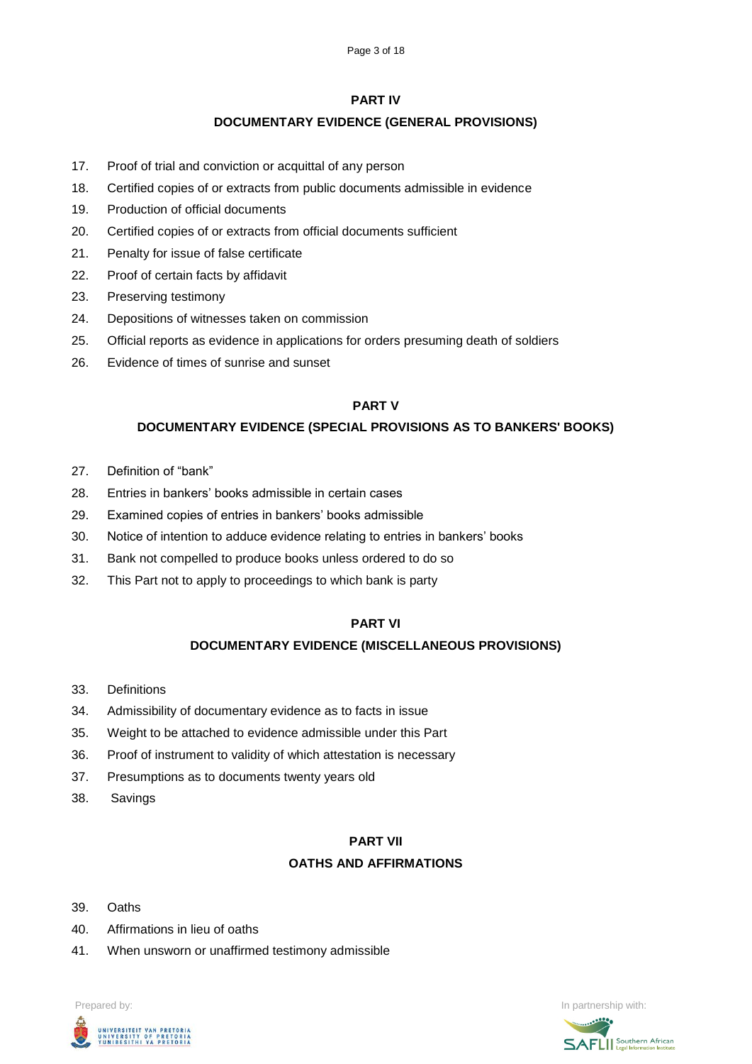## PART IV

### DOCUMENTARY EVIDENCE (GENERAL PROVISIONS)

17. Proof of trial and conviction or acquittal of any person
18. Certified copies of or extracts from public documents admissible in evidence
19. Production of official documents
20. Certified copies of or extracts from official documents sufficient
21. Penalty for issue of false certificate
22. Proof of certain facts by affidavit
23. Preserving testimony
24. Depositions of witnesses taken on commission
25. Official reports as evidence in applications for orders presuming death of soldiers
26. Evidence of times of sunrise and sunset

## PART V

### DOCUMENTARY EVIDENCE (SPECIAL PROVISIONS AS TO BANKERS' BOOKS)

27. Definition of "bank"
28. Entries in bankers' books admissible in certain cases
29. Examined copies of entries in bankers' books admissible
30. Notice of intention to adduce evidence relating to entries in bankers' books
31. Bank not compelled to produce books unless ordered to do so
32. This Part not to apply to proceedings to which bank is party

## PART VI

### DOCUMENTARY EVIDENCE (MISCELLANEOUS PROVISIONS)

33. Definitions
34. Admissibility of documentary evidence as to facts in issue
35. Weight to be attached to evidence admissible under this Part
36. Proof of instrument to validity of which attestation is necessary
37. Presumptions as to documents twenty years old
38. Savings

## PART VII

### OATHS AND AFFIRMATIONS

39. Oaths
40. Affirmations in lieu of oaths
41. When unsworn or unaffirmed testimony admissible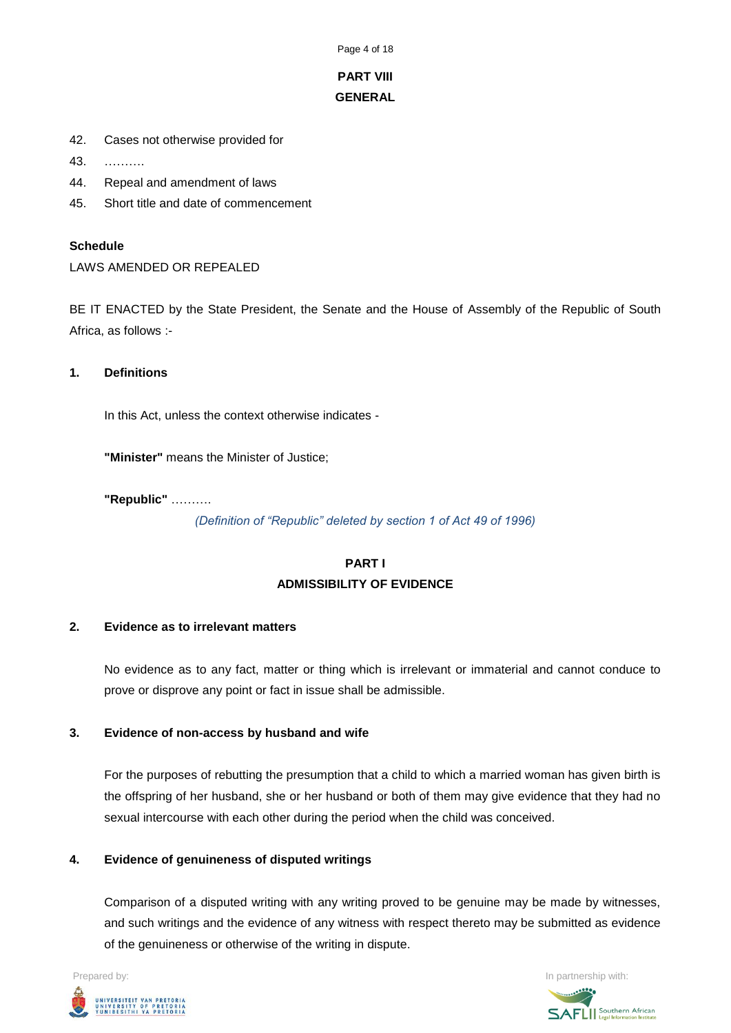## PART VIII
## GENERAL

42. Cases not otherwise provided for
43. ……….
44. Repeal and amendment of laws
45. Short title and date of commencement

**Schedule**

LAWS AMENDED OR REPEALED

BE IT ENACTED by the State President, the Senate and the House of Assembly of the Republic of South Africa, as follows :-

### 1. Definitions

In this Act, unless the context otherwise indicates -

**"Minister"** means the Minister of Justice;

**"Republic"** ……….

*(Definition of "Republic" deleted by section 1 of Act 49 of 1996)*

## PART I
## ADMISSIBILITY OF EVIDENCE

### 2. Evidence as to irrelevant matters

No evidence as to any fact, matter or thing which is irrelevant or immaterial and cannot conduce to prove or disprove any point or fact in issue shall be admissible.

### 3. Evidence of non-access by husband and wife

For the purposes of rebutting the presumption that a child to which a married woman has given birth is the offspring of her husband, she or her husband or both of them may give evidence that they had no sexual intercourse with each other during the period when the child was conceived.

### 4. Evidence of genuineness of disputed writings

Comparison of a disputed writing with any writing proved to be genuine may be made by witnesses, and such writings and the evidence of any witness with respect thereto may be submitted as evidence of the genuineness or otherwise of the writing in dispute.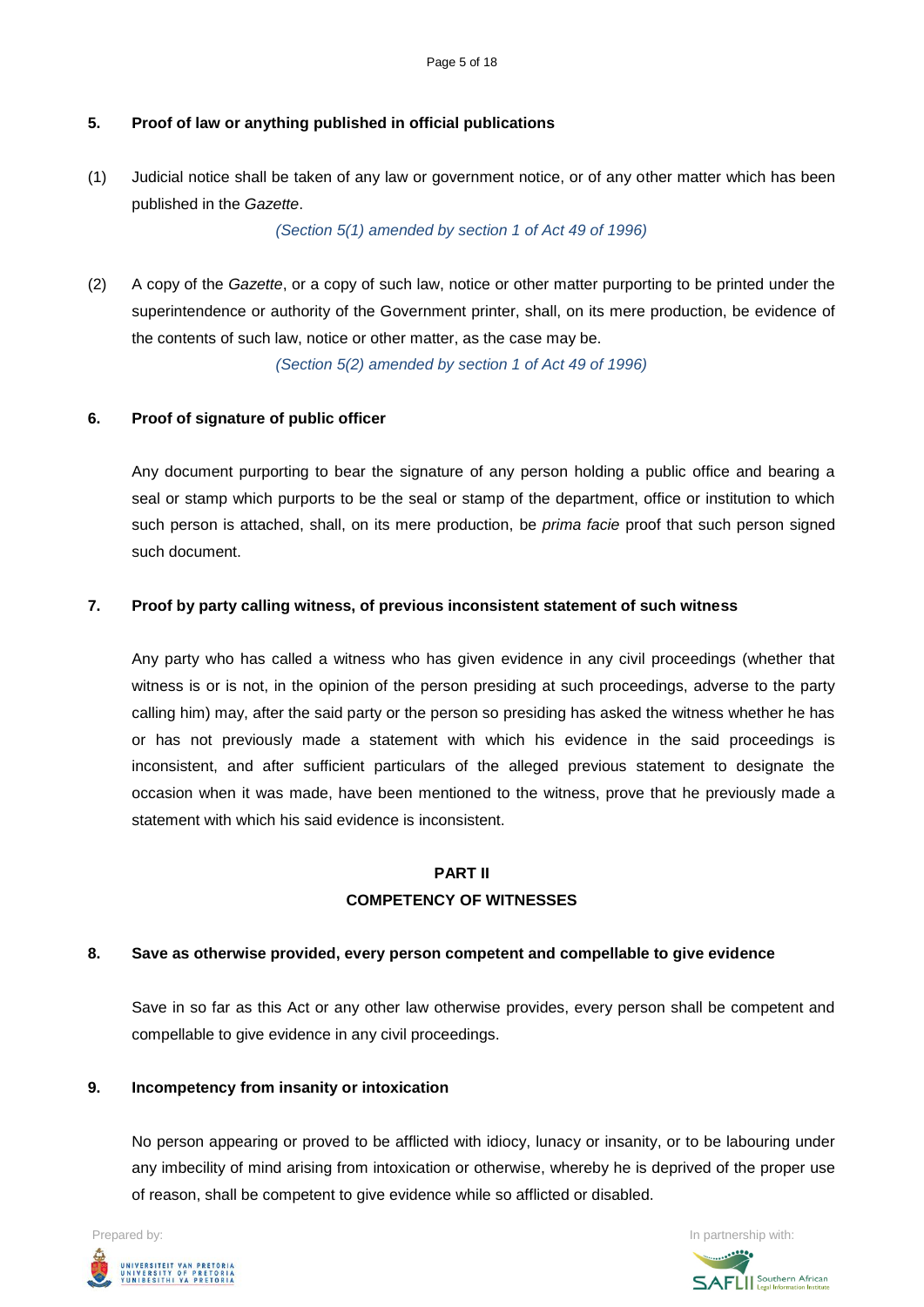### 5. Proof of law or anything published in official publications

(1) Judicial notice shall be taken of any law or government notice, or of any other matter which has been published in the *Gazette*.

*(Section 5(1) amended by section 1 of Act 49 of 1996)*

(2) A copy of the *Gazette*, or a copy of such law, notice or other matter purporting to be printed under the superintendence or authority of the Government printer, shall, on its mere production, be evidence of the contents of such law, notice or other matter, as the case may be.

*(Section 5(2) amended by section 1 of Act 49 of 1996)*

### 6. Proof of signature of public officer

Any document purporting to bear the signature of any person holding a public office and bearing a seal or stamp which purports to be the seal or stamp of the department, office or institution to which such person is attached, shall, on its mere production, be *prima facie* proof that such person signed such document.

### 7. Proof by party calling witness, of previous inconsistent statement of such witness

Any party who has called a witness who has given evidence in any civil proceedings (whether that witness is or is not, in the opinion of the person presiding at such proceedings, adverse to the party calling him) may, after the said party or the person so presiding has asked the witness whether he has or has not previously made a statement with which his evidence in the said proceedings is inconsistent, and after sufficient particulars of the alleged previous statement to designate the occasion when it was made, have been mentioned to the witness, prove that he previously made a statement with which his said evidence is inconsistent.

## PART II
## COMPETENCY OF WITNESSES

### 8. Save as otherwise provided, every person competent and compellable to give evidence

Save in so far as this Act or any other law otherwise provides, every person shall be competent and compellable to give evidence in any civil proceedings.

### 9. Incompetency from insanity or intoxication

No person appearing or proved to be afflicted with idiocy, lunacy or insanity, or to be labouring under any imbecility of mind arising from intoxication or otherwise, whereby he is deprived of the proper use of reason, shall be competent to give evidence while so afflicted or disabled.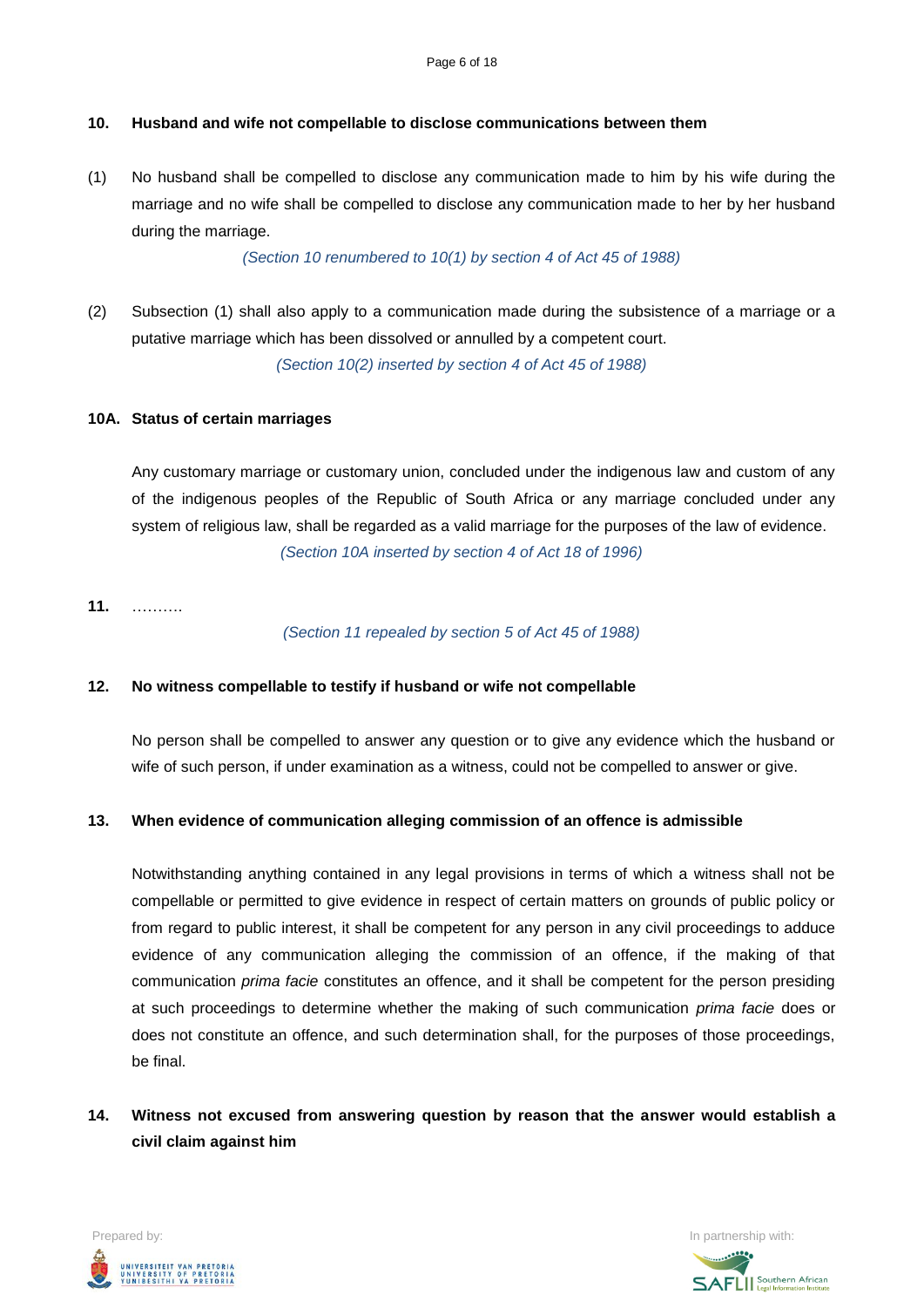**10. Husband and wife not compellable to disclose communications between them**

(1) No husband shall be compelled to disclose any communication made to him by his wife during the marriage and no wife shall be compelled to disclose any communication made to her by her husband during the marriage.

*(Section 10 renumbered to 10(1) by section 4 of Act 45 of 1988)*

(2) Subsection (1) shall also apply to a communication made during the subsistence of a marriage or a putative marriage which has been dissolved or annulled by a competent court.

*(Section 10(2) inserted by section 4 of Act 45 of 1988)*

**10A. Status of certain marriages**

Any customary marriage or customary union, concluded under the indigenous law and custom of any of the indigenous peoples of the Republic of South Africa or any marriage concluded under any system of religious law, shall be regarded as a valid marriage for the purposes of the law of evidence.

*(Section 10A inserted by section 4 of Act 18 of 1996)*

**11.** ……….

*(Section 11 repealed by section 5 of Act 45 of 1988)*

**12. No witness compellable to testify if husband or wife not compellable**

No person shall be compelled to answer any question or to give any evidence which the husband or wife of such person, if under examination as a witness, could not be compelled to answer or give.

**13. When evidence of communication alleging commission of an offence is admissible**

Notwithstanding anything contained in any legal provisions in terms of which a witness shall not be compellable or permitted to give evidence in respect of certain matters on grounds of public policy or from regard to public interest, it shall be competent for any person in any civil proceedings to adduce evidence of any communication alleging the commission of an offence, if the making of that communication *prima facie* constitutes an offence, and it shall be competent for the person presiding at such proceedings to determine whether the making of such communication *prima facie* does or does not constitute an offence, and such determination shall, for the purposes of those proceedings, be final.

**14. Witness not excused from answering question by reason that the answer would establish a civil claim against him**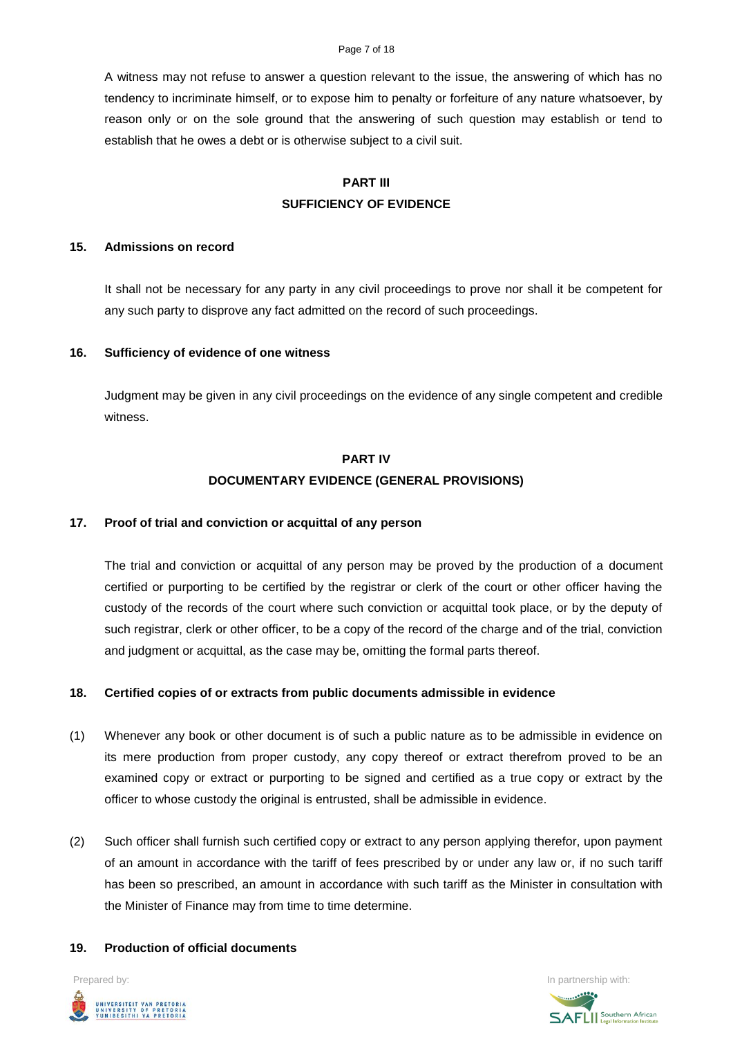A witness may not refuse to answer a question relevant to the issue, the answering of which has no tendency to incriminate himself, or to expose him to penalty or forfeiture of any nature whatsoever, by reason only or on the sole ground that the answering of such question may establish or tend to establish that he owes a debt or is otherwise subject to a civil suit.

## PART III
## SUFFICIENCY OF EVIDENCE

### 15. Admissions on record

It shall not be necessary for any party in any civil proceedings to prove nor shall it be competent for any such party to disprove any fact admitted on the record of such proceedings.

### 16. Sufficiency of evidence of one witness

Judgment may be given in any civil proceedings on the evidence of any single competent and credible witness.

## PART IV
## DOCUMENTARY EVIDENCE (GENERAL PROVISIONS)

### 17. Proof of trial and conviction or acquittal of any person

The trial and conviction or acquittal of any person may be proved by the production of a document certified or purporting to be certified by the registrar or clerk of the court or other officer having the custody of the records of the court where such conviction or acquittal took place, or by the deputy of such registrar, clerk or other officer, to be a copy of the record of the charge and of the trial, conviction and judgment or acquittal, as the case may be, omitting the formal parts thereof.

### 18. Certified copies of or extracts from public documents admissible in evidence

(1) Whenever any book or other document is of such a public nature as to be admissible in evidence on its mere production from proper custody, any copy thereof or extract therefrom proved to be an examined copy or extract or purporting to be signed and certified as a true copy or extract by the officer to whose custody the original is entrusted, shall be admissible in evidence.

(2) Such officer shall furnish such certified copy or extract to any person applying therefor, upon payment of an amount in accordance with the tariff of fees prescribed by or under any law or, if no such tariff has been so prescribed, an amount in accordance with such tariff as the Minister in consultation with the Minister of Finance may from time to time determine.

### 19. Production of official documents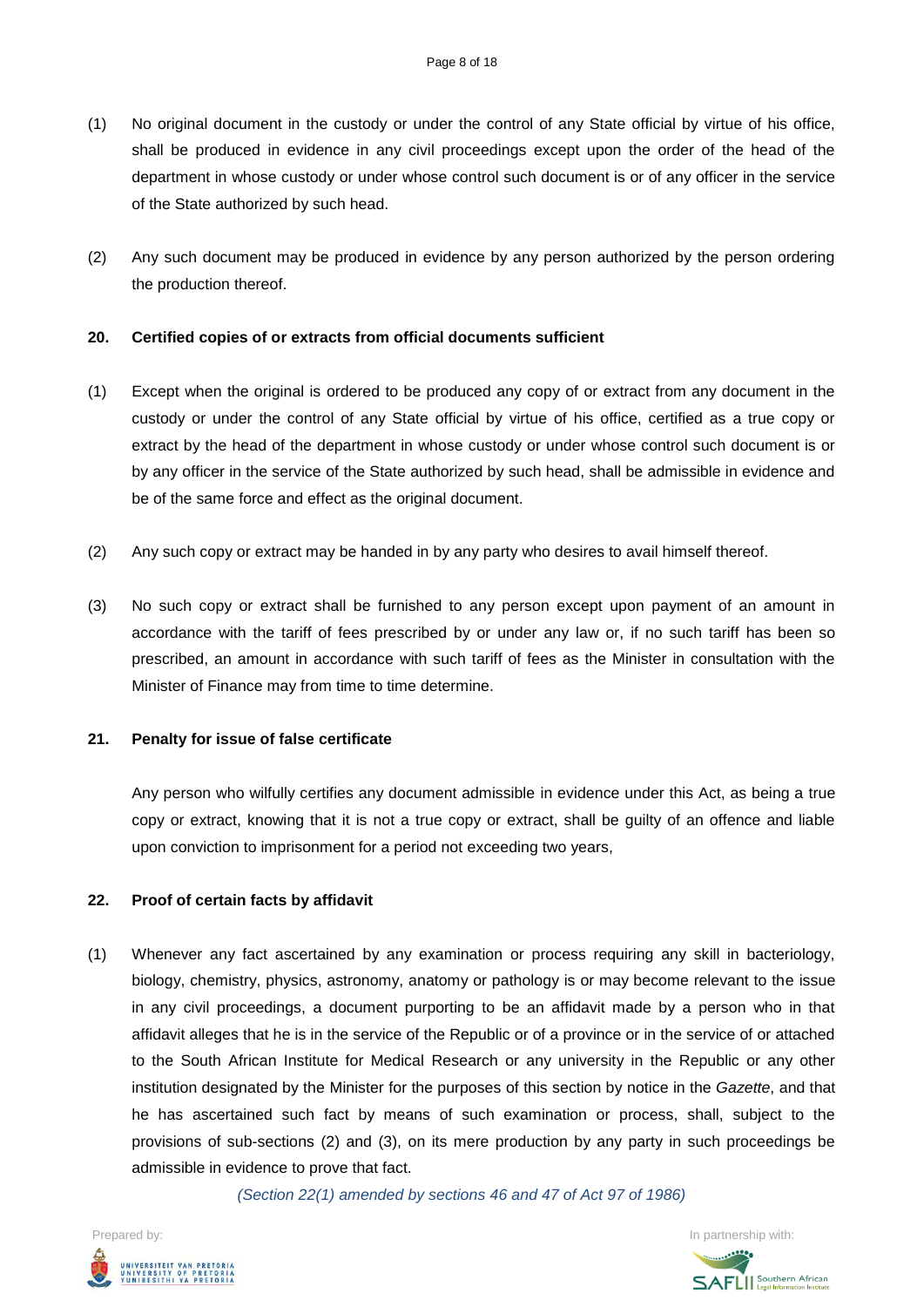(1) No original document in the custody or under the control of any State official by virtue of his office, shall be produced in evidence in any civil proceedings except upon the order of the head of the department in whose custody or under whose control such document is or of any officer in the service of the State authorized by such head.

(2) Any such document may be produced in evidence by any person authorized by the person ordering the production thereof.

**20. Certified copies of or extracts from official documents sufficient**

(1) Except when the original is ordered to be produced any copy of or extract from any document in the custody or under the control of any State official by virtue of his office, certified as a true copy or extract by the head of the department in whose custody or under whose control such document is or by any officer in the service of the State authorized by such head, shall be admissible in evidence and be of the same force and effect as the original document.

(2) Any such copy or extract may be handed in by any party who desires to avail himself thereof.

(3) No such copy or extract shall be furnished to any person except upon payment of an amount in accordance with the tariff of fees prescribed by or under any law or, if no such tariff has been so prescribed, an amount in accordance with such tariff of fees as the Minister in consultation with the Minister of Finance may from time to time determine.

**21. Penalty for issue of false certificate**

Any person who wilfully certifies any document admissible in evidence under this Act, as being a true copy or extract, knowing that it is not a true copy or extract, shall be guilty of an offence and liable upon conviction to imprisonment for a period not exceeding two years,

**22. Proof of certain facts by affidavit**

(1) Whenever any fact ascertained by any examination or process requiring any skill in bacteriology, biology, chemistry, physics, astronomy, anatomy or pathology is or may become relevant to the issue in any civil proceedings, a document purporting to be an affidavit made by a person who in that affidavit alleges that he is in the service of the Republic or of a province or in the service of or attached to the South African Institute for Medical Research or any university in the Republic or any other institution designated by the Minister for the purposes of this section by notice in the *Gazette*, and that he has ascertained such fact by means of such examination or process, shall, subject to the provisions of sub-sections (2) and (3), on its mere production by any party in such proceedings be admissible in evidence to prove that fact.

*(Section 22(1) amended by sections 46 and 47 of Act 97 of 1986)*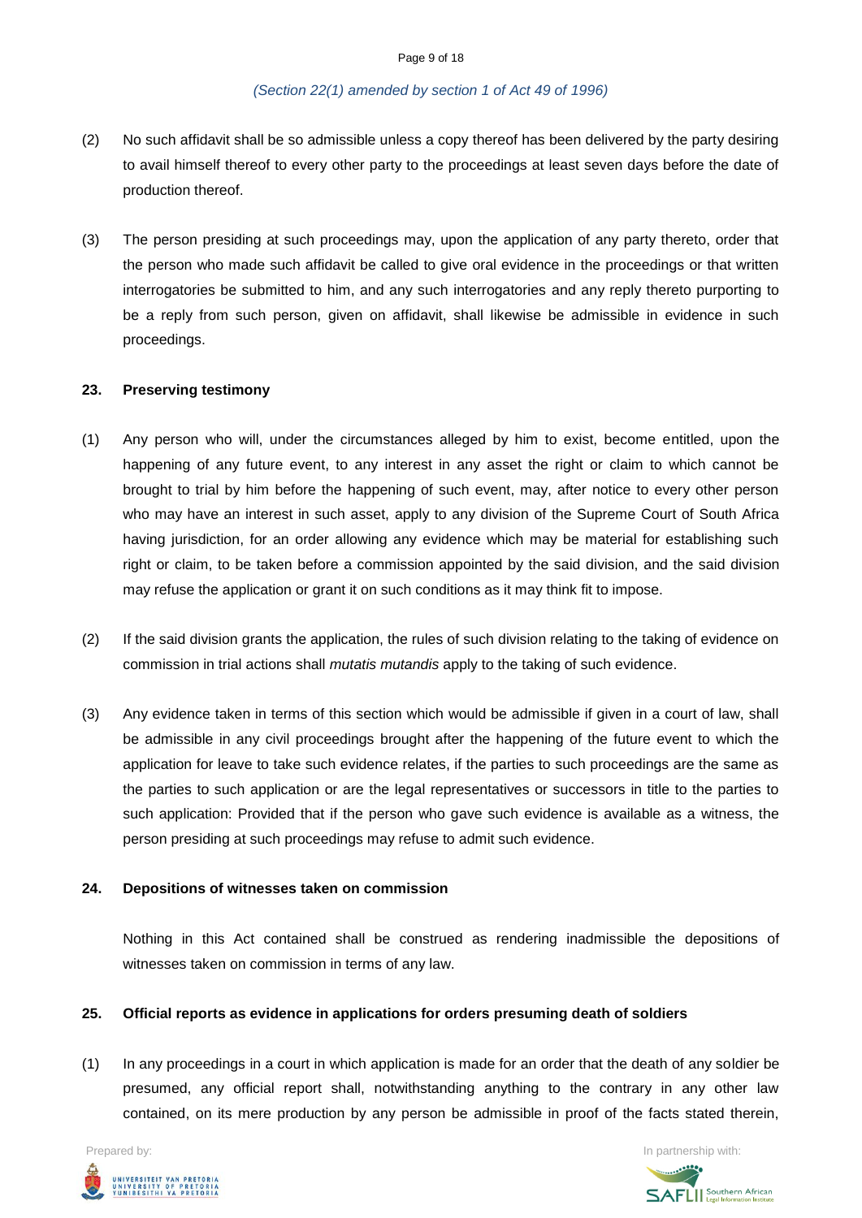*(Section 22(1) amended by section 1 of Act 49 of 1996)*

(2) No such affidavit shall be so admissible unless a copy thereof has been delivered by the party desiring to avail himself thereof to every other party to the proceedings at least seven days before the date of production thereof.

(3) The person presiding at such proceedings may, upon the application of any party thereto, order that the person who made such affidavit be called to give oral evidence in the proceedings or that written interrogatories be submitted to him, and any such interrogatories and any reply thereto purporting to be a reply from such person, given on affidavit, shall likewise be admissible in evidence in such proceedings.

**23. Preserving testimony**

(1) Any person who will, under the circumstances alleged by him to exist, become entitled, upon the happening of any future event, to any interest in any asset the right or claim to which cannot be brought to trial by him before the happening of such event, may, after notice to every other person who may have an interest in such asset, apply to any division of the Supreme Court of South Africa having jurisdiction, for an order allowing any evidence which may be material for establishing such right or claim, to be taken before a commission appointed by the said division, and the said division may refuse the application or grant it on such conditions as it may think fit to impose.

(2) If the said division grants the application, the rules of such division relating to the taking of evidence on commission in trial actions shall *mutatis mutandis* apply to the taking of such evidence.

(3) Any evidence taken in terms of this section which would be admissible if given in a court of law, shall be admissible in any civil proceedings brought after the happening of the future event to which the application for leave to take such evidence relates, if the parties to such proceedings are the same as the parties to such application or are the legal representatives or successors in title to the parties to such application: Provided that if the person who gave such evidence is available as a witness, the person presiding at such proceedings may refuse to admit such evidence.

**24. Depositions of witnesses taken on commission**

Nothing in this Act contained shall be construed as rendering inadmissible the depositions of witnesses taken on commission in terms of any law.

**25. Official reports as evidence in applications for orders presuming death of soldiers**

(1) In any proceedings in a court in which application is made for an order that the death of any soldier be presumed, any official report shall, notwithstanding anything to the contrary in any other law contained, on its mere production by any person be admissible in proof of the facts stated therein,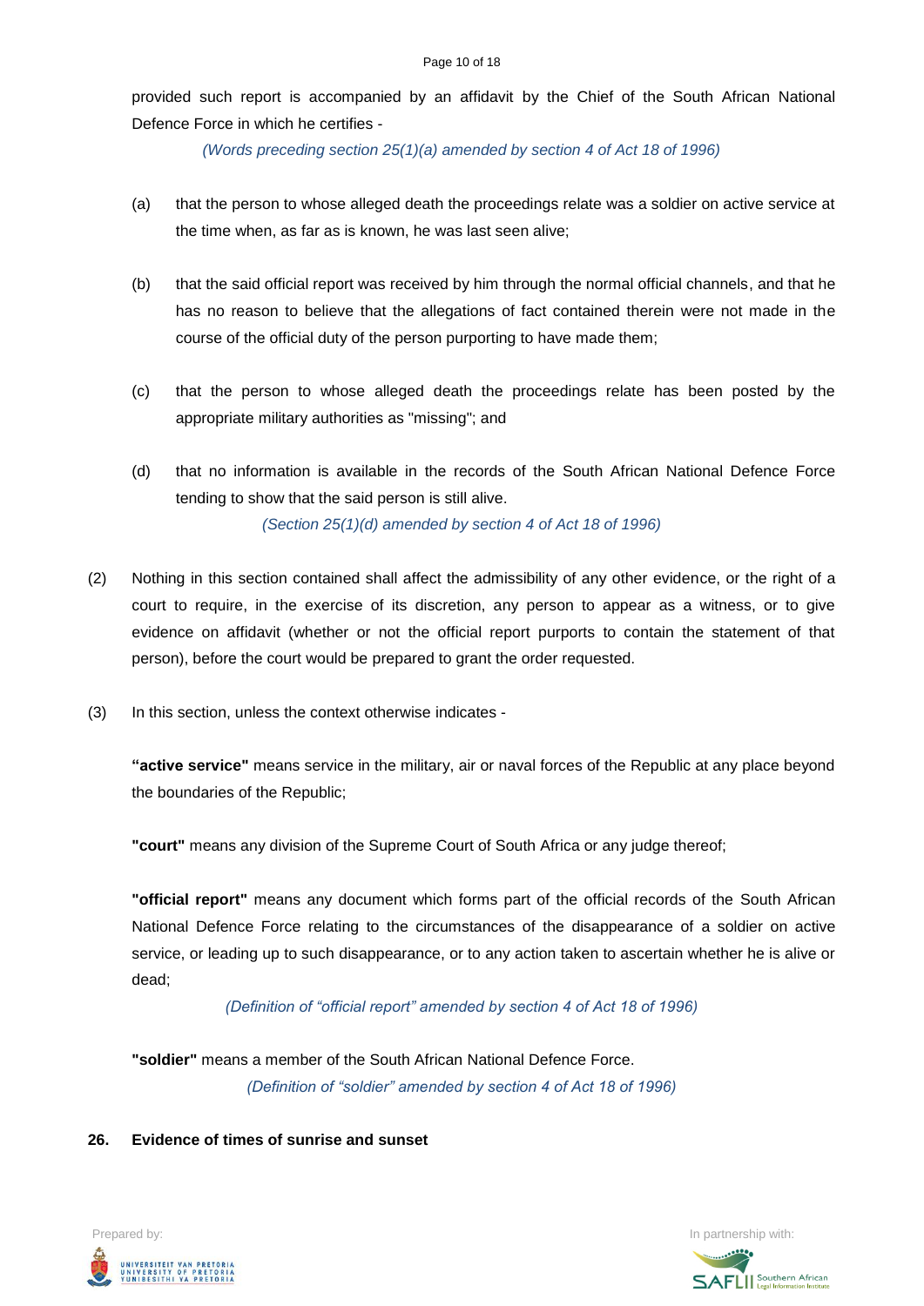provided such report is accompanied by an affidavit by the Chief of the South African National Defence Force in which he certifies -

*(Words preceding section 25(1)(a) amended by section 4 of Act 18 of 1996)*

(a) that the person to whose alleged death the proceedings relate was a soldier on active service at the time when, as far as is known, he was last seen alive;

(b) that the said official report was received by him through the normal official channels, and that he has no reason to believe that the allegations of fact contained therein were not made in the course of the official duty of the person purporting to have made them;

(c) that the person to whose alleged death the proceedings relate has been posted by the appropriate military authorities as "missing"; and

(d) that no information is available in the records of the South African National Defence Force tending to show that the said person is still alive.

*(Section 25(1)(d) amended by section 4 of Act 18 of 1996)*

(2) Nothing in this section contained shall affect the admissibility of any other evidence, or the right of a court to require, in the exercise of its discretion, any person to appear as a witness, or to give evidence on affidavit (whether or not the official report purports to contain the statement of that person), before the court would be prepared to grant the order requested.

(3) In this section, unless the context otherwise indicates -

**"active service"** means service in the military, air or naval forces of the Republic at any place beyond the boundaries of the Republic;

**"court"** means any division of the Supreme Court of South Africa or any judge thereof;

**"official report"** means any document which forms part of the official records of the South African National Defence Force relating to the circumstances of the disappearance of a soldier on active service, or leading up to such disappearance, or to any action taken to ascertain whether he is alive or dead;

*(Definition of "official report" amended by section 4 of Act 18 of 1996)*

**"soldier"** means a member of the South African National Defence Force.

*(Definition of "soldier" amended by section 4 of Act 18 of 1996)*

### 26. Evidence of times of sunrise and sunset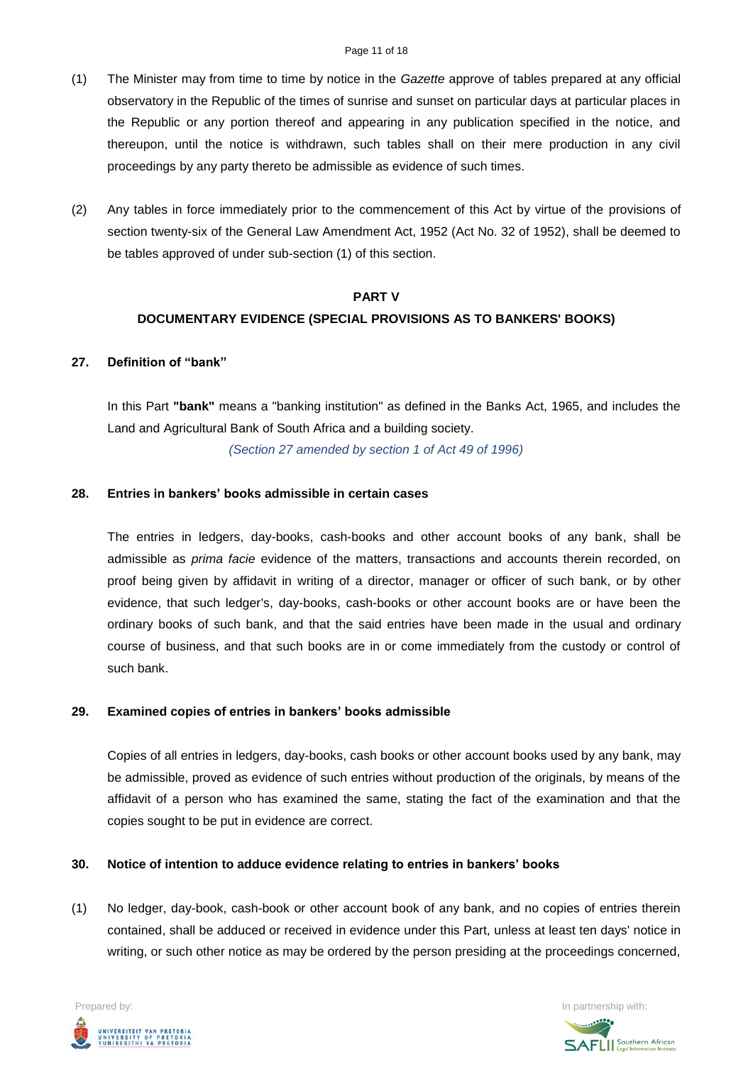(1) The Minister may from time to time by notice in the *Gazette* approve of tables prepared at any official observatory in the Republic of the times of sunrise and sunset on particular days at particular places in the Republic or any portion thereof and appearing in any publication specified in the notice, and thereupon, until the notice is withdrawn, such tables shall on their mere production in any civil proceedings by any party thereto be admissible as evidence of such times.

(2) Any tables in force immediately prior to the commencement of this Act by virtue of the provisions of section twenty-six of the General Law Amendment Act, 1952 (Act No. 32 of 1952), shall be deemed to be tables approved of under sub-section (1) of this section.

## PART V
## DOCUMENTARY EVIDENCE (SPECIAL PROVISIONS AS TO BANKERS' BOOKS)

### 27. Definition of "bank"

In this Part **"bank"** means a "banking institution" as defined in the Banks Act, 1965, and includes the Land and Agricultural Bank of South Africa and a building society.

*(Section 27 amended by section 1 of Act 49 of 1996)*

### 28. Entries in bankers' books admissible in certain cases

The entries in ledgers, day-books, cash-books and other account books of any bank, shall be admissible as *prima facie* evidence of the matters, transactions and accounts therein recorded, on proof being given by affidavit in writing of a director, manager or officer of such bank, or by other evidence, that such ledger's, day-books, cash-books or other account books are or have been the ordinary books of such bank, and that the said entries have been made in the usual and ordinary course of business, and that such books are in or come immediately from the custody or control of such bank.

### 29. Examined copies of entries in bankers' books admissible

Copies of all entries in ledgers, day-books, cash books or other account books used by any bank, may be admissible, proved as evidence of such entries without production of the originals, by means of the affidavit of a person who has examined the same, stating the fact of the examination and that the copies sought to be put in evidence are correct.

### 30. Notice of intention to adduce evidence relating to entries in bankers' books

(1) No ledger, day-book, cash-book or other account book of any bank, and no copies of entries therein contained, shall be adduced or received in evidence under this Part, unless at least ten days' notice in writing, or such other notice as may be ordered by the person presiding at the proceedings concerned,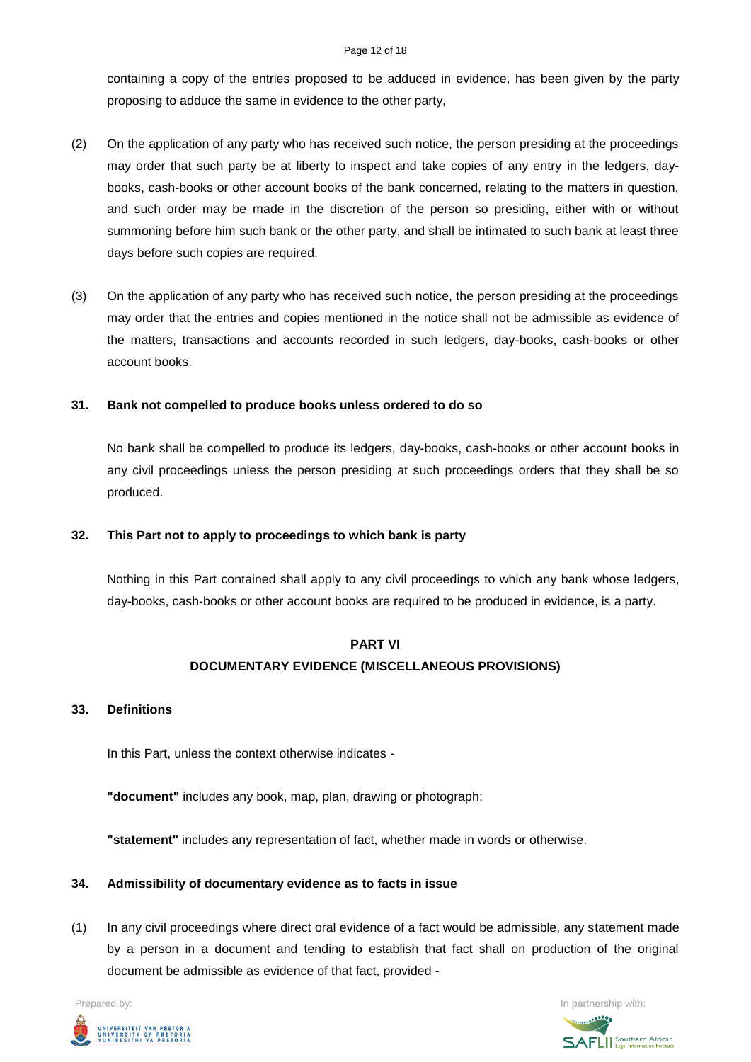containing a copy of the entries proposed to be adduced in evidence, has been given by the party proposing to adduce the same in evidence to the other party,

(2) On the application of any party who has received such notice, the person presiding at the proceedings may order that such party be at liberty to inspect and take copies of any entry in the ledgers, day-books, cash-books or other account books of the bank concerned, relating to the matters in question, and such order may be made in the discretion of the person so presiding, either with or without summoning before him such bank or the other party, and shall be intimated to such bank at least three days before such copies are required.

(3) On the application of any party who has received such notice, the person presiding at the proceedings may order that the entries and copies mentioned in the notice shall not be admissible as evidence of the matters, transactions and accounts recorded in such ledgers, day-books, cash-books or other account books.

**31. Bank not compelled to produce books unless ordered to do so**

No bank shall be compelled to produce its ledgers, day-books, cash-books or other account books in any civil proceedings unless the person presiding at such proceedings orders that they shall be so produced.

**32. This Part not to apply to proceedings to which bank is party**

Nothing in this Part contained shall apply to any civil proceedings to which any bank whose ledgers, day-books, cash-books or other account books are required to be produced in evidence, is a party.

## PART VI
## DOCUMENTARY EVIDENCE (MISCELLANEOUS PROVISIONS)

**33. Definitions**

In this Part, unless the context otherwise indicates -

**"document"** includes any book, map, plan, drawing or photograph;

**"statement"** includes any representation of fact, whether made in words or otherwise.

**34. Admissibility of documentary evidence as to facts in issue**

(1) In any civil proceedings where direct oral evidence of a fact would be admissible, any statement made by a person in a document and tending to establish that fact shall on production of the original document be admissible as evidence of that fact, provided -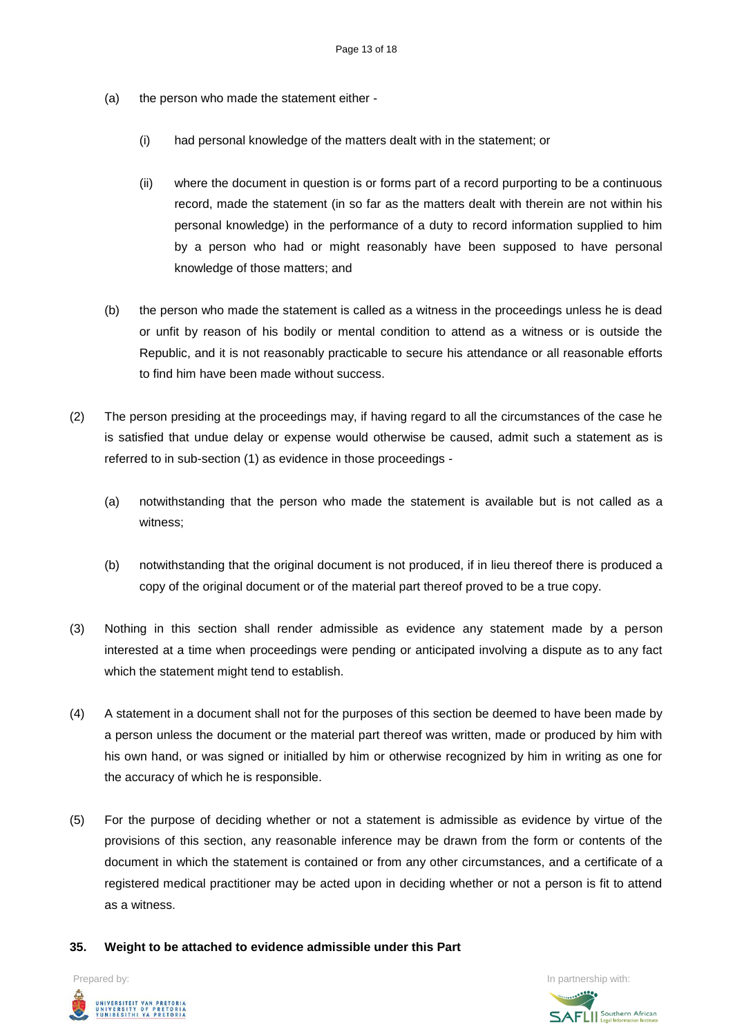(a) the person who made the statement either -

  (i) had personal knowledge of the matters dealt with in the statement; or

  (ii) where the document in question is or forms part of a record purporting to be a continuous record, made the statement (in so far as the matters dealt with therein are not within his personal knowledge) in the performance of a duty to record information supplied to him by a person who had or might reasonably have been supposed to have personal knowledge of those matters; and

(b) the person who made the statement is called as a witness in the proceedings unless he is dead or unfit by reason of his bodily or mental condition to attend as a witness or is outside the Republic, and it is not reasonably practicable to secure his attendance or all reasonable efforts to find him have been made without success.

(2) The person presiding at the proceedings may, if having regard to all the circumstances of the case he is satisfied that undue delay or expense would otherwise be caused, admit such a statement as is referred to in sub-section (1) as evidence in those proceedings -

  (a) notwithstanding that the person who made the statement is available but is not called as a witness;

  (b) notwithstanding that the original document is not produced, if in lieu thereof there is produced a copy of the original document or of the material part thereof proved to be a true copy.

(3) Nothing in this section shall render admissible as evidence any statement made by a person interested at a time when proceedings were pending or anticipated involving a dispute as to any fact which the statement might tend to establish.

(4) A statement in a document shall not for the purposes of this section be deemed to have been made by a person unless the document or the material part thereof was written, made or produced by him with his own hand, or was signed or initialled by him or otherwise recognized by him in writing as one for the accuracy of which he is responsible.

(5) For the purpose of deciding whether or not a statement is admissible as evidence by virtue of the provisions of this section, any reasonable inference may be drawn from the form or contents of the document in which the statement is contained or from any other circumstances, and a certificate of a registered medical practitioner may be acted upon in deciding whether or not a person is fit to attend as a witness.

**35. Weight to be attached to evidence admissible under this Part**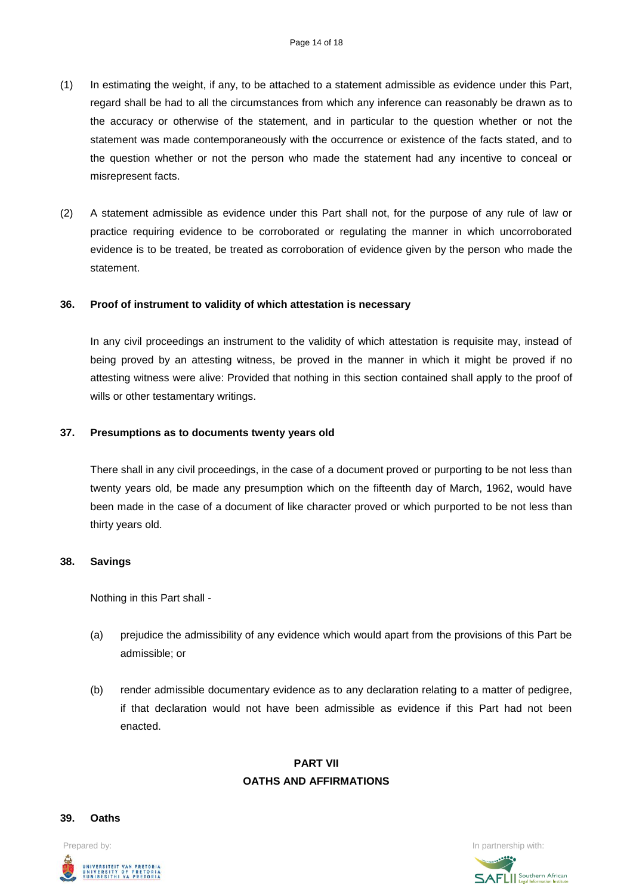(1) In estimating the weight, if any, to be attached to a statement admissible as evidence under this Part, regard shall be had to all the circumstances from which any inference can reasonably be drawn as to the accuracy or otherwise of the statement, and in particular to the question whether or not the statement was made contemporaneously with the occurrence or existence of the facts stated, and to the question whether or not the person who made the statement had any incentive to conceal or misrepresent facts.

(2) A statement admissible as evidence under this Part shall not, for the purpose of any rule of law or practice requiring evidence to be corroborated or regulating the manner in which uncorroborated evidence is to be treated, be treated as corroboration of evidence given by the person who made the statement.

**36. Proof of instrument to validity of which attestation is necessary**

In any civil proceedings an instrument to the validity of which attestation is requisite may, instead of being proved by an attesting witness, be proved in the manner in which it might be proved if no attesting witness were alive: Provided that nothing in this section contained shall apply to the proof of wills or other testamentary writings.

**37. Presumptions as to documents twenty years old**

There shall in any civil proceedings, in the case of a document proved or purporting to be not less than twenty years old, be made any presumption which on the fifteenth day of March, 1962, would have been made in the case of a document of like character proved or which purported to be not less than thirty years old.

**38. Savings**

Nothing in this Part shall -

(a) prejudice the admissibility of any evidence which would apart from the provisions of this Part be admissible; or

(b) render admissible documentary evidence as to any declaration relating to a matter of pedigree, if that declaration would not have been admissible as evidence if this Part had not been enacted.

## PART VII
## OATHS AND AFFIRMATIONS

**39. Oaths**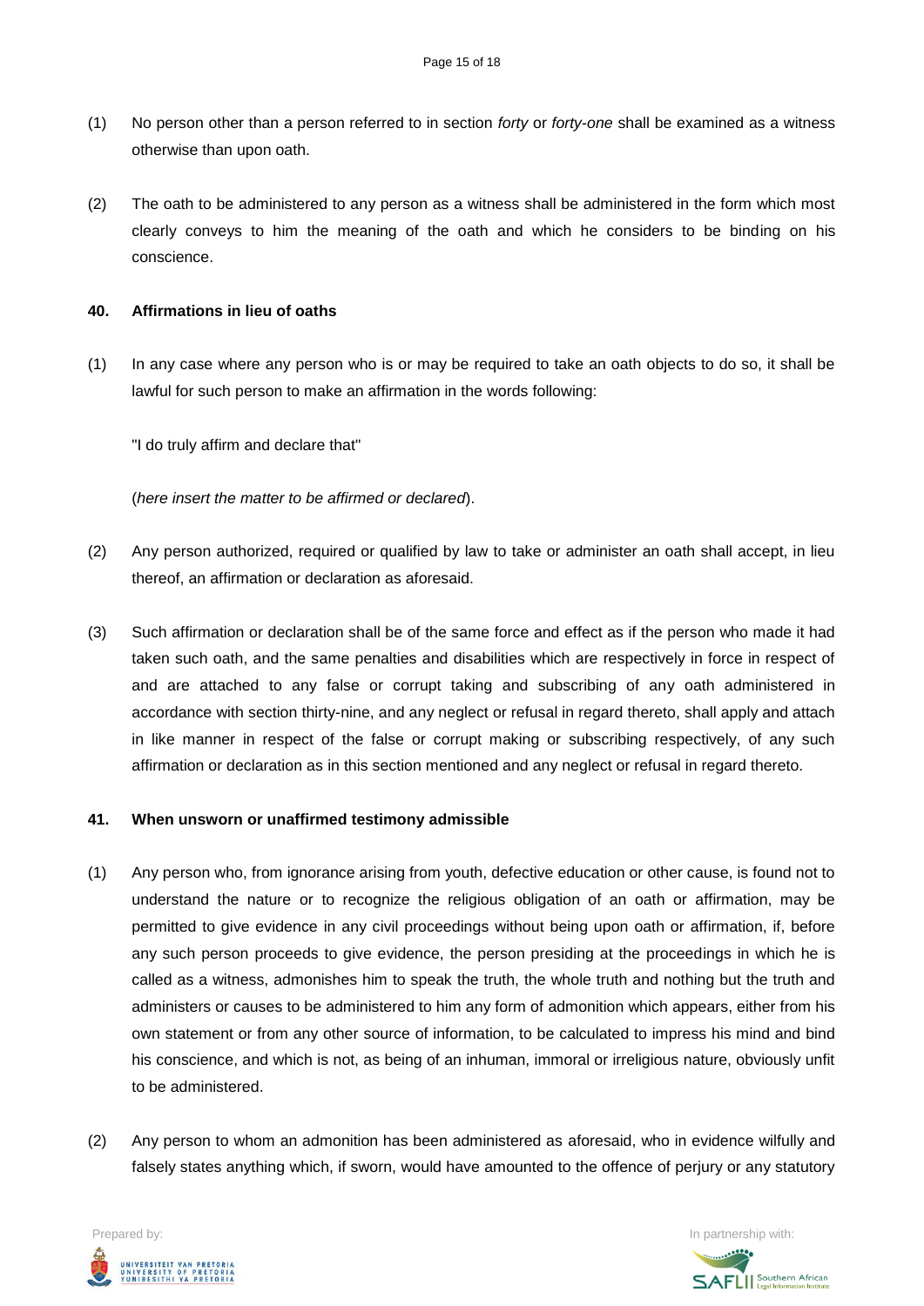(1) No person other than a person referred to in section *forty* or *forty-one* shall be examined as a witness otherwise than upon oath.

(2) The oath to be administered to any person as a witness shall be administered in the form which most clearly conveys to him the meaning of the oath and which he considers to be binding on his conscience.

### 40. Affirmations in lieu of oaths

(1) In any case where any person who is or may be required to take an oath objects to do so, it shall be lawful for such person to make an affirmation in the words following:

"I do truly affirm and declare that"

(*here insert the matter to be affirmed or declared*).

(2) Any person authorized, required or qualified by law to take or administer an oath shall accept, in lieu thereof, an affirmation or declaration as aforesaid.

(3) Such affirmation or declaration shall be of the same force and effect as if the person who made it had taken such oath, and the same penalties and disabilities which are respectively in force in respect of and are attached to any false or corrupt taking and subscribing of any oath administered in accordance with section thirty-nine, and any neglect or refusal in regard thereto, shall apply and attach in like manner in respect of the false or corrupt making or subscribing respectively, of any such affirmation or declaration as in this section mentioned and any neglect or refusal in regard thereto.

### 41. When unsworn or unaffirmed testimony admissible

(1) Any person who, from ignorance arising from youth, defective education or other cause, is found not to understand the nature or to recognize the religious obligation of an oath or affirmation, may be permitted to give evidence in any civil proceedings without being upon oath or affirmation, if, before any such person proceeds to give evidence, the person presiding at the proceedings in which he is called as a witness, admonishes him to speak the truth, the whole truth and nothing but the truth and administers or causes to be administered to him any form of admonition which appears, either from his own statement or from any other source of information, to be calculated to impress his mind and bind his conscience, and which is not, as being of an inhuman, immoral or irreligious nature, obviously unfit to be administered.

(2) Any person to whom an admonition has been administered as aforesaid, who in evidence wilfully and falsely states anything which, if sworn, would have amounted to the offence of perjury or any statutory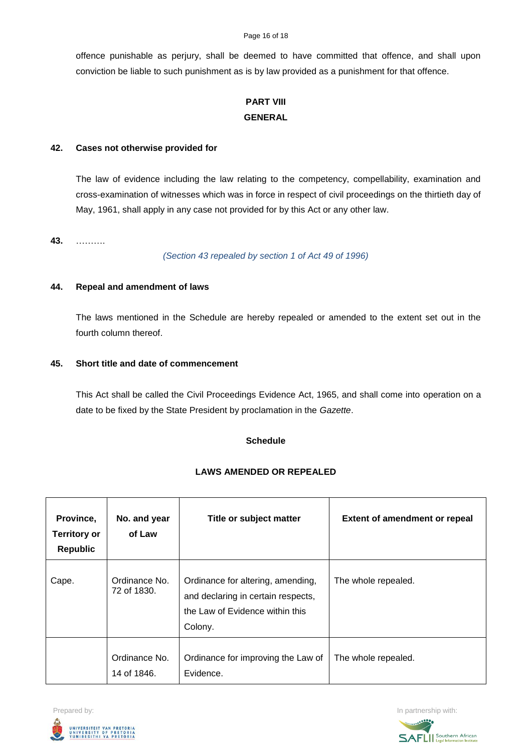offence punishable as perjury, shall be deemed to have committed that offence, and shall upon conviction be liable to such punishment as is by law provided as a punishment for that offence.

## PART VIII
## GENERAL

### 42. Cases not otherwise provided for

The law of evidence including the law relating to the competency, compellability, examination and cross-examination of witnesses which was in force in respect of civil proceedings on the thirtieth day of May, 1961, shall apply in any case not provided for by this Act or any other law.

**43.** ……….

*(Section 43 repealed by section 1 of Act 49 of 1996)*

### 44. Repeal and amendment of laws

The laws mentioned in the Schedule are hereby repealed or amended to the extent set out in the fourth column thereof.

### 45. Short title and date of commencement

This Act shall be called the Civil Proceedings Evidence Act, 1965, and shall come into operation on a date to be fixed by the State President by proclamation in the *Gazette*.

## Schedule

## LAWS AMENDED OR REPEALED

| Province, Territory or Republic | No. and year of Law | Title or subject matter | Extent of amendment or repeal |
|---|---|---|---|
| Cape. | Ordinance No. 72 of 1830. | Ordinance for altering, amending, and declaring in certain respects, the Law of Evidence within this Colony. | The whole repealed. |
| | Ordinance No. 14 of 1846. | Ordinance for improving the Law of Evidence. | The whole repealed. |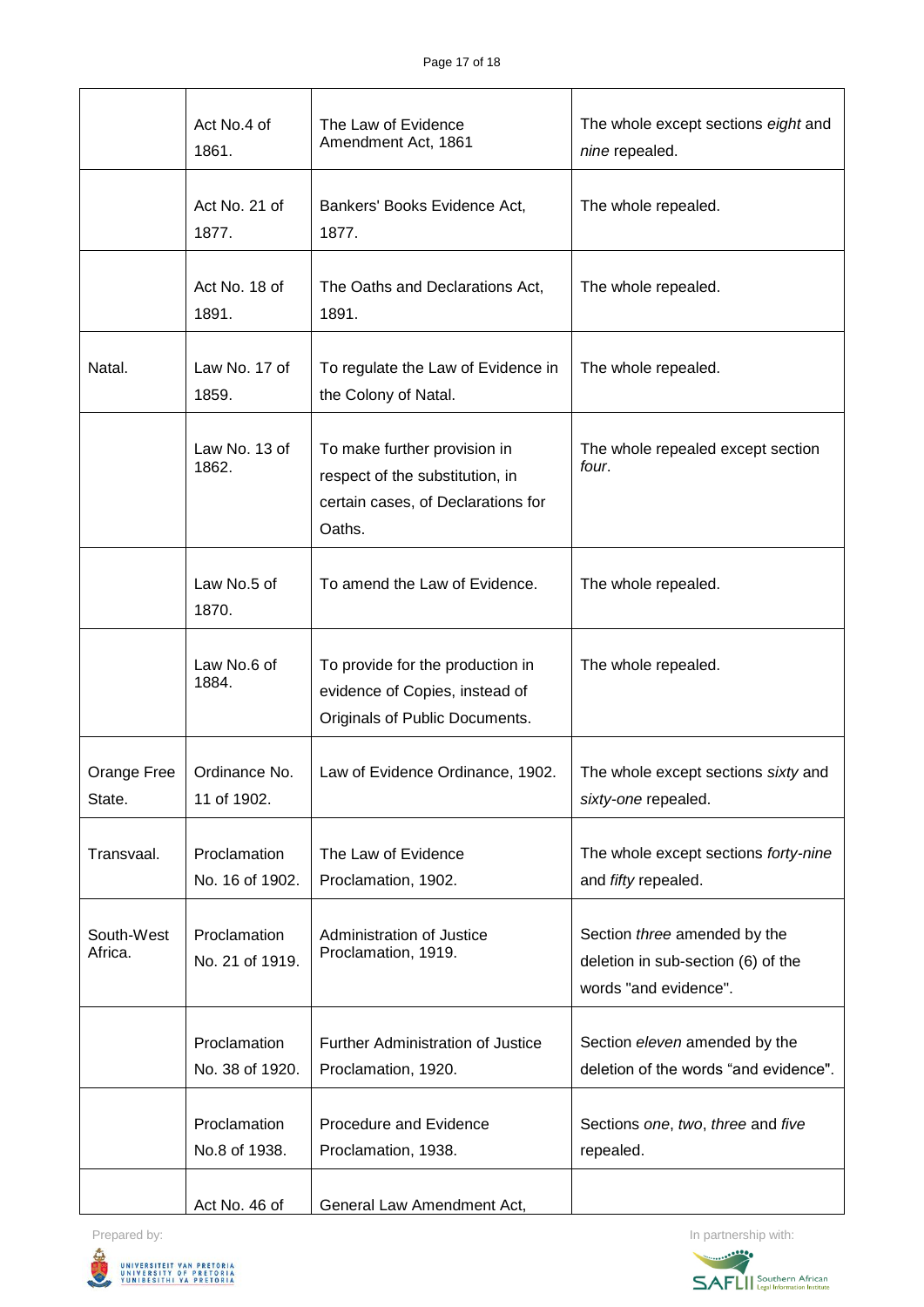| | | | |
|---|---|---|---|
| | Act No.4 of 1861. | The Law of Evidence Amendment Act, 1861 | The whole except sections *eight* and *nine* repealed. |
| | Act No. 21 of 1877. | Bankers' Books Evidence Act, 1877. | The whole repealed. |
| | Act No. 18 of 1891. | The Oaths and Declarations Act, 1891. | The whole repealed. |
| Natal. | Law No. 17 of 1859. | To regulate the Law of Evidence in the Colony of Natal. | The whole repealed. |
| | Law No. 13 of 1862. | To make further provision in respect of the substitution, in certain cases, of Declarations for Oaths. | The whole repealed except section *four*. |
| | Law No.5 of 1870. | To amend the Law of Evidence. | The whole repealed. |
| | Law No.6 of 1884. | To provide for the production in evidence of Copies, instead of Originals of Public Documents. | The whole repealed. |
| Orange Free State. | Ordinance No. 11 of 1902. | Law of Evidence Ordinance, 1902. | The whole except sections *sixty* and *sixty-one* repealed. |
| Transvaal. | Proclamation No. 16 of 1902. | The Law of Evidence Proclamation, 1902. | The whole except sections *forty-nine* and *fifty* repealed. |
| South-West Africa. | Proclamation No. 21 of 1919. | Administration of Justice Proclamation, 1919. | Section *three* amended by the deletion in sub-section (6) of the words "and evidence". |
| | Proclamation No. 38 of 1920. | Further Administration of Justice Proclamation, 1920. | Section *eleven* amended by the deletion of the words "and evidence". |
| | Proclamation No.8 of 1938. | Procedure and Evidence Proclamation, 1938. | Sections *one*, *two*, *three* and *five* repealed. |
| | Act No. 46 of | General Law Amendment Act, | |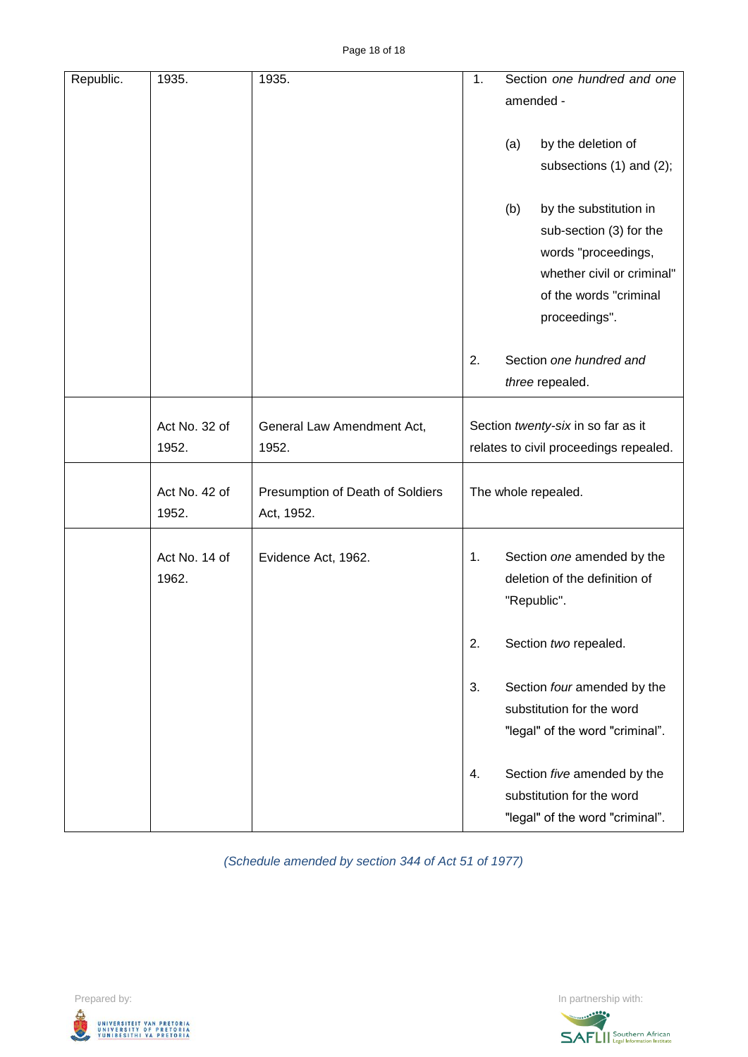| | | | |
|---|---|---|---|
| Republic. | 1935. | 1935. | 1. Section *one hundred and one* amended - (a) by the deletion of subsections (1) and (2); (b) by the substitution in sub-section (3) for the words "proceedings, whether civil or criminal" of the words "criminal proceedings". 2. Section *one hundred and three* repealed. |
| | Act No. 32 of 1952. | General Law Amendment Act, 1952. | Section *twenty-six* in so far as it relates to civil proceedings repealed. |
| | Act No. 42 of 1952. | Presumption of Death of Soldiers Act, 1952. | The whole repealed. |
| | Act No. 14 of 1962. | Evidence Act, 1962. | 1. Section *one* amended by the deletion of the definition of "Republic". 2. Section *two* repealed. 3. Section *four* amended by the substitution for the word "legal" of the word "criminal". 4. Section *five* amended by the substitution for the word "legal" of the word "criminal". |

*(Schedule amended by section 344 of Act 51 of 1977)*